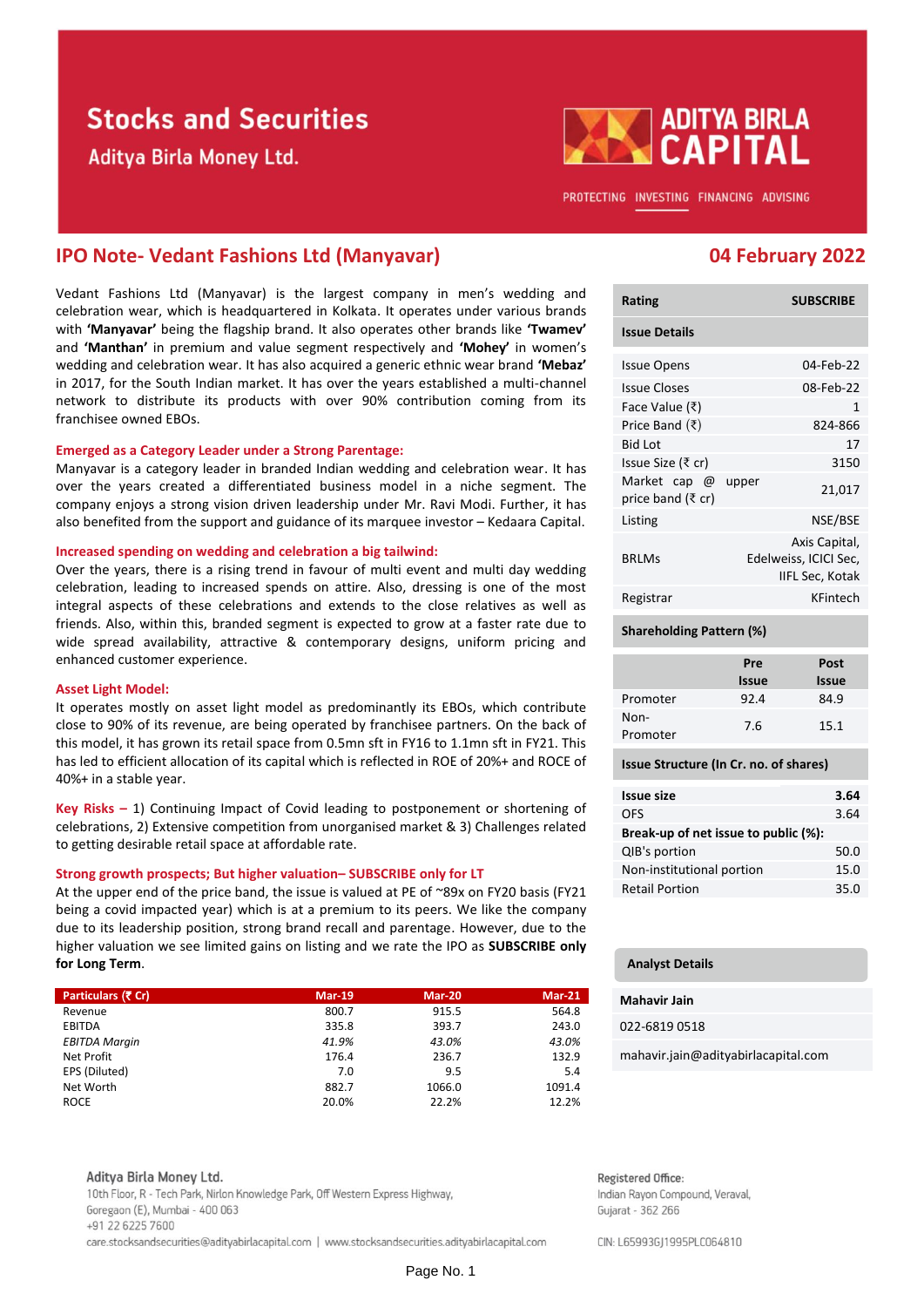# Stocks and Securities
Aditya Birla Money Ltd.

ADITYA BIRLA CAPITAL

PROTECTING INVESTING FINANCING ADVISING

## IPO Note- Vedant Fashions Ltd (Manyavar)

**04 February 2022**

Vedant Fashions Ltd (Manyavar) is the largest company in men's wedding and celebration wear, which is headquartered in Kolkata. It operates under various brands with **'Manyavar'** being the flagship brand. It also operates other brands like **'Twamev'** and **'Manthan'** in premium and value segment respectively and **'Mohey'** in women's wedding and celebration wear. It has also acquired a generic ethnic wear brand **'Mebaz'** in 2017, for the South Indian market. It has over the years established a multi-channel network to distribute its products with over 90% contribution coming from its franchisee owned EBOs.

**Emerged as a Category Leader under a Strong Parentage:**

Manyavar is a category leader in branded Indian wedding and celebration wear. It has over the years created a differentiated business model in a niche segment. The company enjoys a strong vision driven leadership under Mr. Ravi Modi. Further, it has also benefited from the support and guidance of its marquee investor – Kedaara Capital.

**Increased spending on wedding and celebration a big tailwind:**

Over the years, there is a rising trend in favour of multi event and multi day wedding celebration, leading to increased spends on attire. Also, dressing is one of the most integral aspects of these celebrations and extends to the close relatives as well as friends. Also, within this, branded segment is expected to grow at a faster rate due to wide spread availability, attractive & contemporary designs, uniform pricing and enhanced customer experience.

**Asset Light Model:**

It operates mostly on asset light model as predominantly its EBOs, which contribute close to 90% of its revenue, are being operated by franchisee partners. On the back of this model, it has grown its retail space from 0.5mn sft in FY16 to 1.1mn sft in FY21. This has led to efficient allocation of its capital which is reflected in ROE of 20%+ and ROCE of 40%+ in a stable year.

**Key Risks –** 1) Continuing Impact of Covid leading to postponement or shortening of celebrations, 2) Extensive competition from unorganised market & 3) Challenges related to getting desirable retail space at affordable rate.

**Strong growth prospects; But higher valuation– SUBSCRIBE only for LT**

At the upper end of the price band, the issue is valued at PE of ~89x on FY20 basis (FY21 being a covid impacted year) which is at a premium to its peers. We like the company due to its leadership position, strong brand recall and parentage. However, due to the higher valuation we see limited gains on listing and we rate the IPO as **SUBSCRIBE only for Long Term**.

| Particulars (₹ Cr) | Mar-19 | Mar-20 | Mar-21 |
|---|---|---|---|
| Revenue | 800.7 | 915.5 | 564.8 |
| EBITDA | 335.8 | 393.7 | 243.0 |
| *EBITDA Margin* | *41.9%* | *43.0%* | *43.0%* |
| Net Profit | 176.4 | 236.7 | 132.9 |
| EPS (Diluted) | 7.0 | 9.5 | 5.4 |
| Net Worth | 882.7 | 1066.0 | 1091.4 |
| ROCE | 20.0% | 22.2% | 12.2% |

| **Rating** | **SUBSCRIBE** |
|---|---|
| **Issue Details** | |
| Issue Opens | 04-Feb-22 |
| Issue Closes | 08-Feb-22 |
| Face Value (₹) | 1 |
| Price Band (₹) | 824-866 |
| Bid Lot | 17 |
| Issue Size (₹ cr) | 3150 |
| Market cap @ upper price band (₹ cr) | 21,017 |
| Listing | NSE/BSE |
| BRLMs | Axis Capital, Edelweiss, ICICI Sec, IIFL Sec, Kotak |
| Registrar | KFintech |

**Shareholding Pattern (%)**

| | Pre Issue | Post Issue |
|---|---|---|
| Promoter | 92.4 | 84.9 |
| Non-Promoter | 7.6 | 15.1 |

**Issue Structure (In Cr. no. of shares)**

| **Issue size** | **3.64** |
|---|---|
| OFS | 3.64 |
| **Break-up of net issue to public (%):** | |
| QIB's portion | 50.0 |
| Non-institutional portion | 15.0 |
| Retail Portion | 35.0 |

**Analyst Details**

**Mahavir Jain**

022-6819 0518

mahavir.jain@adityabirlacapital.com

Aditya Birla Money Ltd.
10th Floor, R - Tech Park, Nirlon Knowledge Park, Off Western Express Highway, Goregaon (E), Mumbai - 400 063
+91 22 6225 7600
care.stocksandsecurities@adityabirlacapital.com | www.stocksandsecurities.adityabirlacapital.com

Registered Office:
Indian Rayon Compound, Veraval, Gujarat - 362 266

CIN: L65993GJ1995PLC064810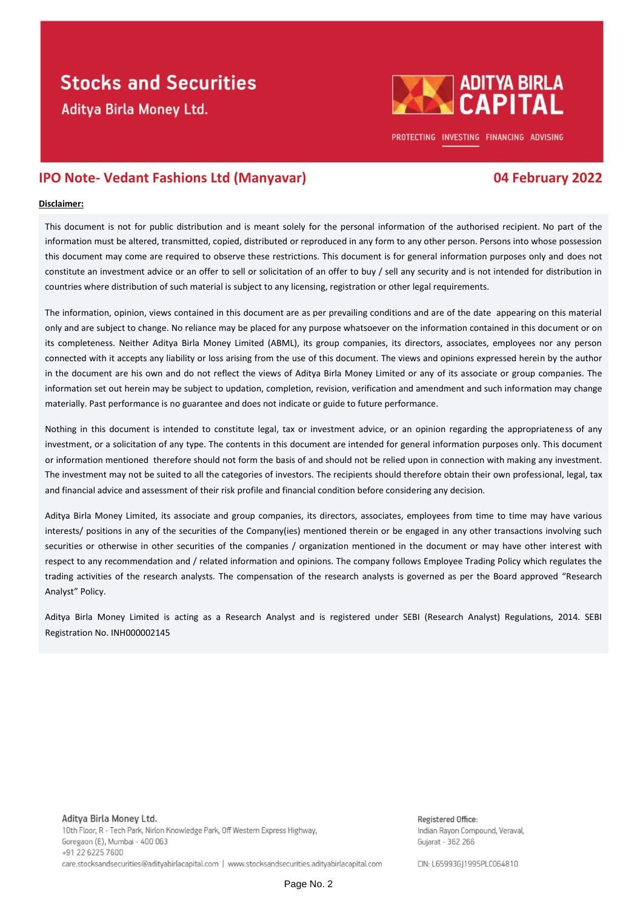# Stocks and Securities

Aditya Birla Money Ltd.

ADITYA BIRLA CAPITAL

PROTECTING INVESTING FINANCING ADVISING

## IPO Note- Vedant Fashions Ltd (Manyavar)

**04 February 2022**

**Disclaimer:**

This document is not for public distribution and is meant solely for the personal information of the authorised recipient. No part of the information must be altered, transmitted, copied, distributed or reproduced in any form to any other person. Persons into whose possession this document may come are required to observe these restrictions. This document is for general information purposes only and does not constitute an investment advice or an offer to sell or solicitation of an offer to buy / sell any security and is not intended for distribution in countries where distribution of such material is subject to any licensing, registration or other legal requirements.

The information, opinion, views contained in this document are as per prevailing conditions and are of the date appearing on this material only and are subject to change. No reliance may be placed for any purpose whatsoever on the information contained in this document or on its completeness. Neither Aditya Birla Money Limited (ABML), its group companies, its directors, associates, employees nor any person connected with it accepts any liability or loss arising from the use of this document. The views and opinions expressed herein by the author in the document are his own and do not reflect the views of Aditya Birla Money Limited or any of its associate or group companies. The information set out herein may be subject to updation, completion, revision, verification and amendment and such information may change materially. Past performance is no guarantee and does not indicate or guide to future performance.

Nothing in this document is intended to constitute legal, tax or investment advice, or an opinion regarding the appropriateness of any investment, or a solicitation of any type. The contents in this document are intended for general information purposes only. This document or information mentioned therefore should not form the basis of and should not be relied upon in connection with making any investment. The investment may not be suited to all the categories of investors. The recipients should therefore obtain their own professional, legal, tax and financial advice and assessment of their risk profile and financial condition before considering any decision.

Aditya Birla Money Limited, its associate and group companies, its directors, associates, employees from time to time may have various interests/ positions in any of the securities of the Company(ies) mentioned therein or be engaged in any other transactions involving such securities or otherwise in other securities of the companies / organization mentioned in the document or may have other interest with respect to any recommendation and / related information and opinions. The company follows Employee Trading Policy which regulates the trading activities of the research analysts. The compensation of the research analysts is governed as per the Board approved "Research Analyst" Policy.

Aditya Birla Money Limited is acting as a Research Analyst and is registered under SEBI (Research Analyst) Regulations, 2014. SEBI Registration No. INH000002145

**Aditya Birla Money Ltd.**
10th Floor, R - Tech Park, Nirlon Knowledge Park, Off Western Express Highway, Goregaon (E), Mumbai - 400 063
+91 22 6225 7600
care.stocksandsecurities@adityabirlacapital.com | www.stocksandsecurities.adityabirlacapital.com

**Registered Office:**
Indian Rayon Compound, Veraval, Gujarat - 362 266

CIN: L65993GJ1995PLC064810